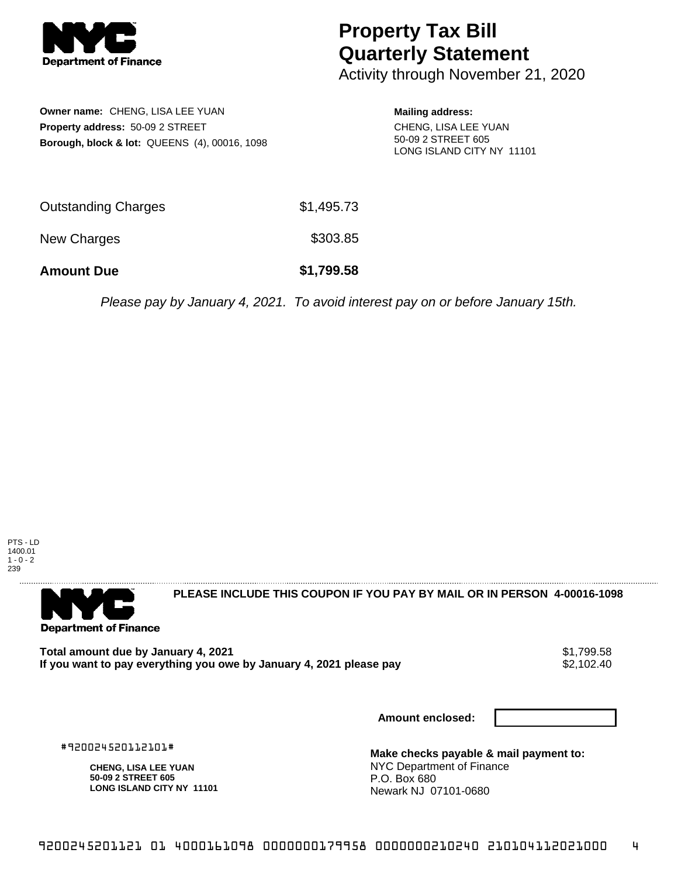# Property Tax Bill Quarterly Statement

Activity through November 21, 2020

**Owner name:** CHENG, LISA LEE YUAN
**Property address:** 50-09 2 STREET
**Borough, block & lot:** QUEENS (4), 00016, 1098

**Mailing address:**
CHENG, LISA LEE YUAN
50-09 2 STREET 605
LONG ISLAND CITY NY 11101

| | |
|---|---|
| Outstanding Charges | $1,495.73 |
| New Charges | $303.85 |
| **Amount Due** | **$1,799.58** |

*Please pay by January 4, 2021. To avoid interest pay on or before January 15th.*

PTS - LD
1400.01
1 - 0 - 2
239

**PLEASE INCLUDE THIS COUPON IF YOU PAY BY MAIL OR IN PERSON 4-00016-1098**

| | |
|---|---|
| **Total amount due by January 4, 2021** | $1,799.58 |
| **If you want to pay everything you owe by January 4, 2021 please pay** | $2,102.40 |

**Amount enclosed:**

#920024520112101#

**CHENG, LISA LEE YUAN**
**50-09 2 STREET 605**
**LONG ISLAND CITY NY 11101**

**Make checks payable & mail payment to:**
NYC Department of Finance
P.O. Box 680
Newark NJ 07101-0680

9200245201121 01 4000161098 0000000179958 0000000210240 210104112021000 4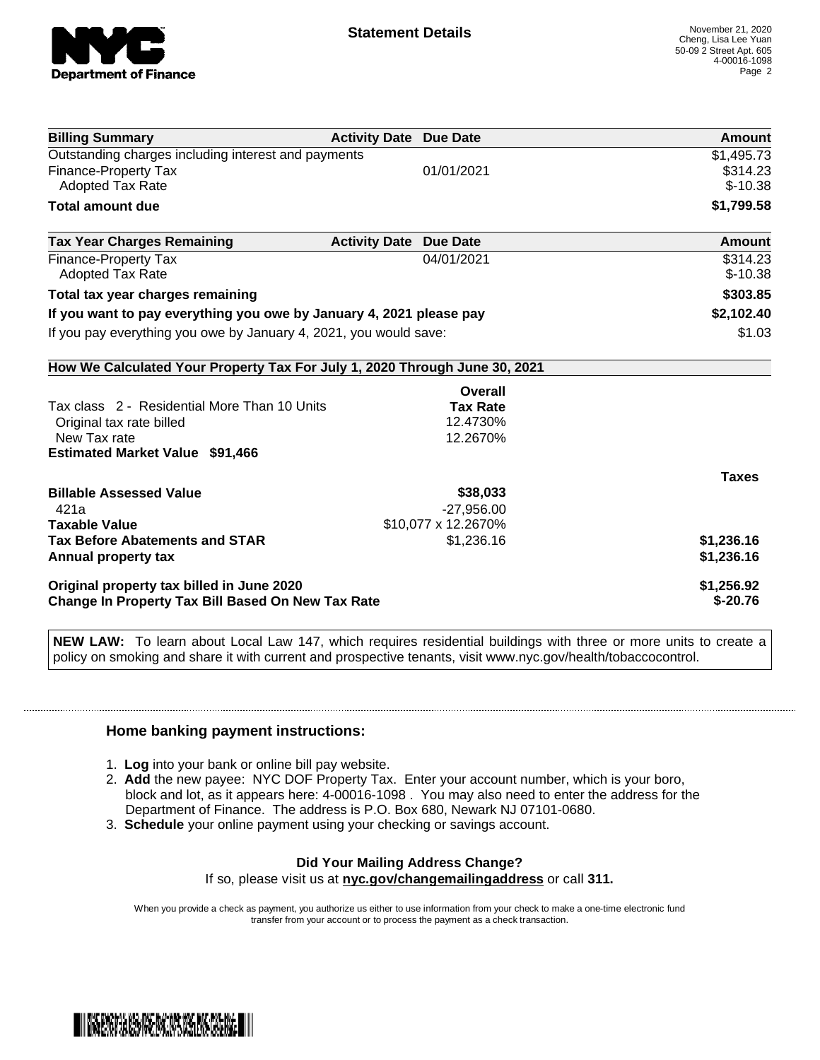## Statement Details

November 21, 2020
Cheng, Lisa Lee Yuan
50-09 2 Street Apt. 605
4-00016-1098

| Billing Summary | Activity Date | Due Date | Amount |
|---|---|---|---|
| Outstanding charges including interest and payments | | | $1,495.73 |
| Finance-Property Tax | | 01/01/2021 | $314.23 |
| Adopted Tax Rate | | | $-10.38 |
| **Total amount due** | | | **$1,799.58** |

| Tax Year Charges Remaining | Activity Date | Due Date | Amount |
|---|---|---|---|
| Finance-Property Tax | | 04/01/2021 | $314.23 |
| Adopted Tax Rate | | | $-10.38 |
| **Total tax year charges remaining** | | | **$303.85** |
| **If you want to pay everything you owe by January 4, 2021 please pay** | | | **$2,102.40** |
| If you pay everything you owe by January 4, 2021, you would save: | | | $1.03 |

### How We Calculated Your Property Tax For July 1, 2020 Through June 30, 2021

| | Overall Tax Rate | Taxes |
|---|---|---|
| Tax class 2 - Residential More Than 10 Units | | |
| Original tax rate billed | 12.4730% | |
| New Tax rate | 12.2670% | |
| **Estimated Market Value $91,466** | | |
| **Billable Assessed Value** | **$38,033** | |
| 421a | -27,956.00 | |
| **Taxable Value** | $10,077 x 12.2670% | |
| **Tax Before Abatements and STAR** | $1,236.16 | **$1,236.16** |
| **Annual property tax** | | **$1,236.16** |
| **Original property tax billed in June 2020** | | **$1,256.92** |
| **Change In Property Tax Bill Based On New Tax Rate** | | **$-20.76** |

**NEW LAW:** To learn about Local Law 147, which requires residential buildings with three or more units to create a policy on smoking and share it with current and prospective tenants, visit www.nyc.gov/health/tobaccocontrol.

### Home banking payment instructions:

1. **Log** into your bank or online bill pay website.
2. **Add** the new payee: NYC DOF Property Tax. Enter your account number, which is your boro, block and lot, as it appears here: 4-00016-1098 . You may also need to enter the address for the Department of Finance. The address is P.O. Box 680, Newark NJ 07101-0680.
3. **Schedule** your online payment using your checking or savings account.

**Did Your Mailing Address Change?**
If so, please visit us at **nyc.gov/changemailingaddress** or call **311.**

When you provide a check as payment, you authorize us either to use information from your check to make a one-time electronic fund transfer from your account or to process the payment as a check transaction.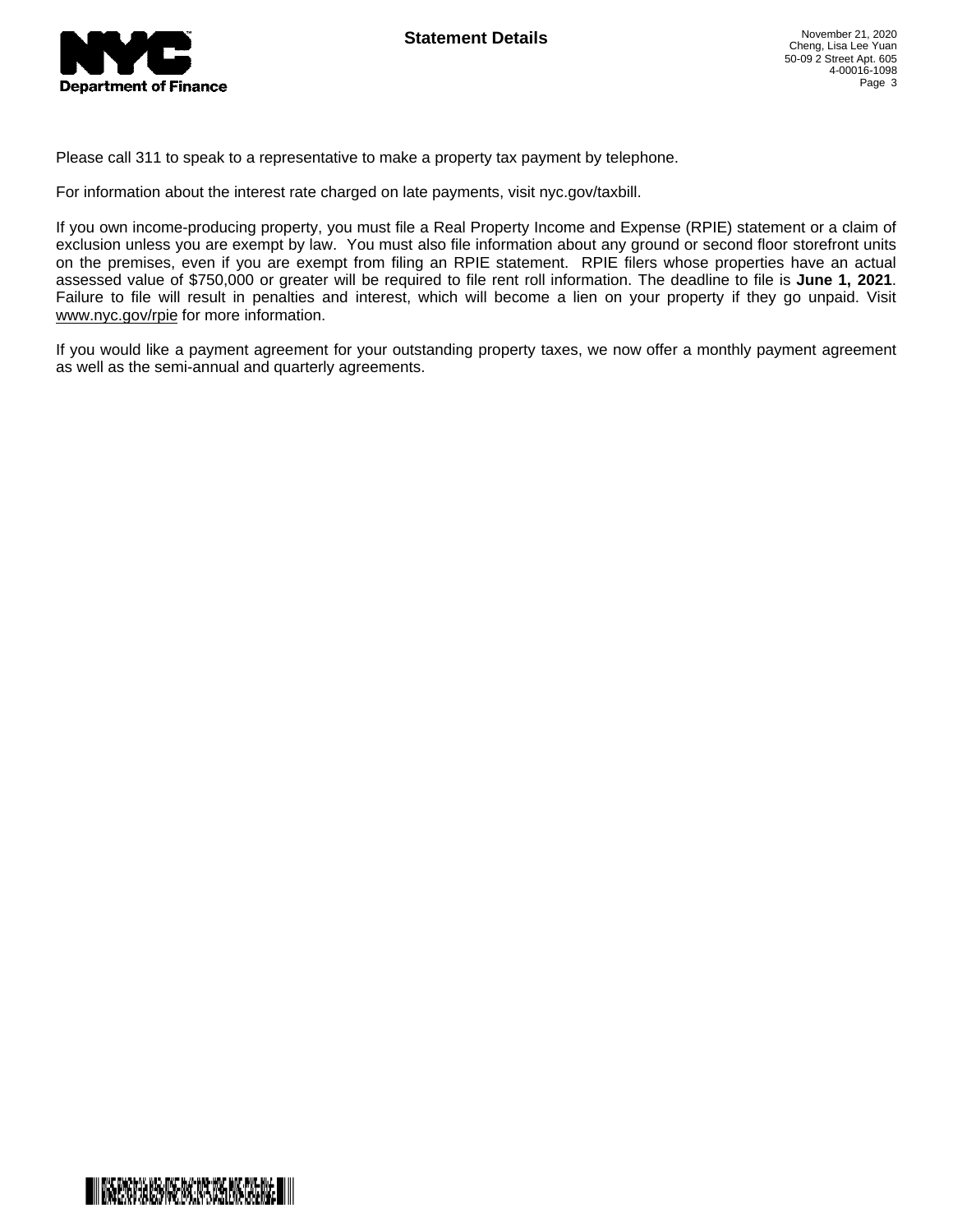Please call 311 to speak to a representative to make a property tax payment by telephone.

For information about the interest rate charged on late payments, visit nyc.gov/taxbill.

If you own income-producing property, you must file a Real Property Income and Expense (RPIE) statement or a claim of exclusion unless you are exempt by law. You must also file information about any ground or second floor storefront units on the premises, even if you are exempt from filing an RPIE statement. RPIE filers whose properties have an actual assessed value of $750,000 or greater will be required to file rent roll information. The deadline to file is **June 1, 2021**. Failure to file will result in penalties and interest, which will become a lien on your property if they go unpaid. Visit www.nyc.gov/rpie for more information.

If you would like a payment agreement for your outstanding property taxes, we now offer a monthly payment agreement as well as the semi-annual and quarterly agreements.